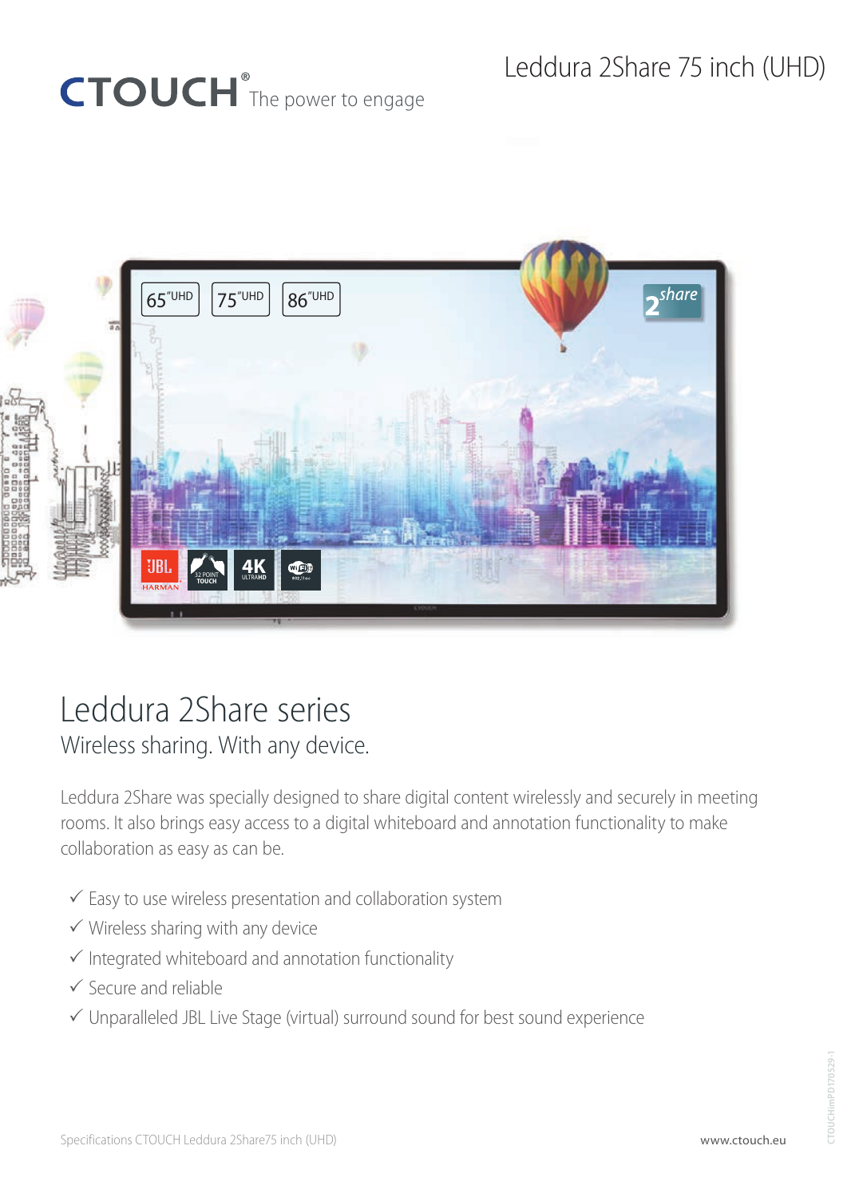CTOUCH® The power to engage

# Leddura 2Share 75 inch (UHD)

## Leddura 2Share series

### Wireless sharing. With any device.

Leddura 2Share was specially designed to share digital content wirelessly and securely in meeting rooms. It also brings easy access to a digital whiteboard and annotation functionality to make collaboration as easy as can be.

- ✓ Easy to use wireless presentation and collaboration system
- ✓ Wireless sharing with any device
- ✓ Integrated whiteboard and annotation functionality
- ✓ Secure and reliable
- ✓ Unparalleled JBL Live Stage (virtual) surround sound for best sound experience

Specifications CTOUCH Leddura 2Share75 inch (UHD)

www.ctouch.eu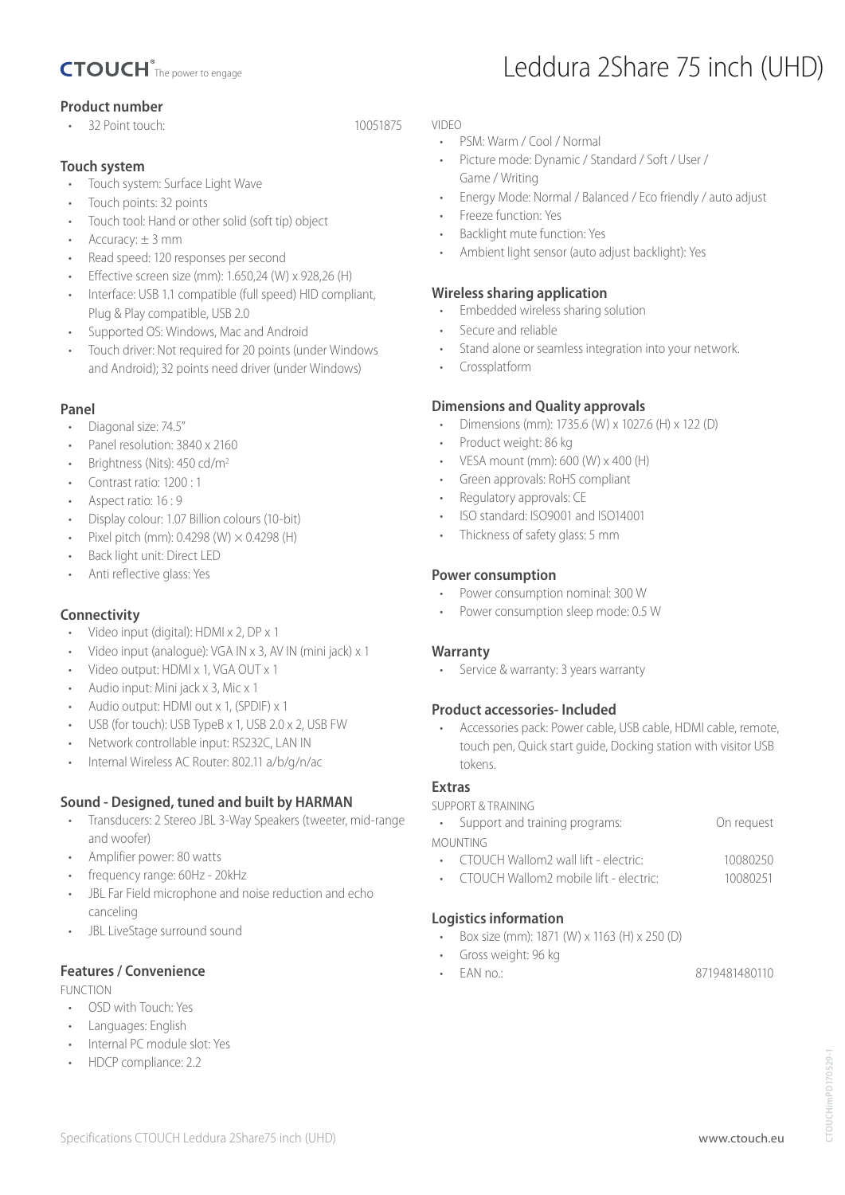CTOUCH® The power to engage

# Leddura 2Share 75 inch (UHD)

### Product number

- 32 Point touch: 10051875

### Touch system

- Touch system: Surface Light Wave
- Touch points: 32 points
- Touch tool: Hand or other solid (soft tip) object
- Accuracy: ± 3 mm
- Read speed: 120 responses per second
- Effective screen size (mm): 1.650,24 (W) x 928,26 (H)
- Interface: USB 1.1 compatible (full speed) HID compliant, Plug & Play compatible, USB 2.0
- Supported OS: Windows, Mac and Android
- Touch driver: Not required for 20 points (under Windows and Android); 32 points need driver (under Windows)

### Panel

- Diagonal size: 74.5"
- Panel resolution: 3840 x 2160
- Brightness (Nits): 450 cd/m²
- Contrast ratio: 1200 : 1
- Aspect ratio: 16 : 9
- Display colour: 1.07 Billion colours (10-bit)
- Pixel pitch (mm): 0.4298 (W) × 0.4298 (H)
- Back light unit: Direct LED
- Anti reflective glass: Yes

### Connectivity

- Video input (digital): HDMI x 2, DP x 1
- Video input (analogue): VGA IN x 3, AV IN (mini jack) x 1
- Video output: HDMI x 1, VGA OUT x 1
- Audio input: Mini jack x 3, Mic x 1
- Audio output: HDMI out x 1, (SPDIF) x 1
- USB (for touch): USB TypeB x 1, USB 2.0 x 2, USB FW
- Network controllable input: RS232C, LAN IN
- Internal Wireless AC Router: 802.11 a/b/g/n/ac

### Sound - Designed, tuned and built by HARMAN

- Transducers: 2 Stereo JBL 3-Way Speakers (tweeter, mid-range and woofer)
- Amplifier power: 80 watts
- frequency range: 60Hz - 20kHz
- JBL Far Field microphone and noise reduction and echo canceling
- JBL LiveStage surround sound

### Features / Convenience

FUNCTION

- OSD with Touch: Yes
- Languages: English
- Internal PC module slot: Yes
- HDCP compliance: 2.2

VIDEO

- PSM: Warm / Cool / Normal
- Picture mode: Dynamic / Standard / Soft / User / Game / Writing
- Energy Mode: Normal / Balanced / Eco friendly / auto adjust
- Freeze function: Yes
- Backlight mute function: Yes
- Ambient light sensor (auto adjust backlight): Yes

### Wireless sharing application

- Embedded wireless sharing solution
- Secure and reliable
- Stand alone or seamless integration into your network.
- Crossplatform

### Dimensions and Quality approvals

- Dimensions (mm): 1735.6 (W) x 1027.6 (H) x 122 (D)
- Product weight: 86 kg
- VESA mount (mm): 600 (W) x 400 (H)
- Green approvals: RoHS compliant
- Regulatory approvals: CE
- ISO standard: ISO9001 and ISO14001
- Thickness of safety glass: 5 mm

### Power consumption

- Power consumption nominal: 300 W
- Power consumption sleep mode: 0.5 W

### Warranty

- Service & warranty: 3 years warranty

### Product accessories- Included

- Accessories pack: Power cable, USB cable, HDMI cable, remote, touch pen, Quick start guide, Docking station with visitor USB tokens.

### Extras

SUPPORT & TRAINING

- Support and training programs: On request

MOUNTING

- CTOUCH Wallom2 wall lift - electric: 10080250
- CTOUCH Wallom2 mobile lift - electric: 10080251

### Logistics information

- Box size (mm): 1871 (W) x 1163 (H) x 250 (D)
- Gross weight: 96 kg
- EAN no.: 8719481480110

Specifications CTOUCH Leddura 2Share75 inch (UHD)

www.ctouch.eu

CTOUCHimPD170529-1